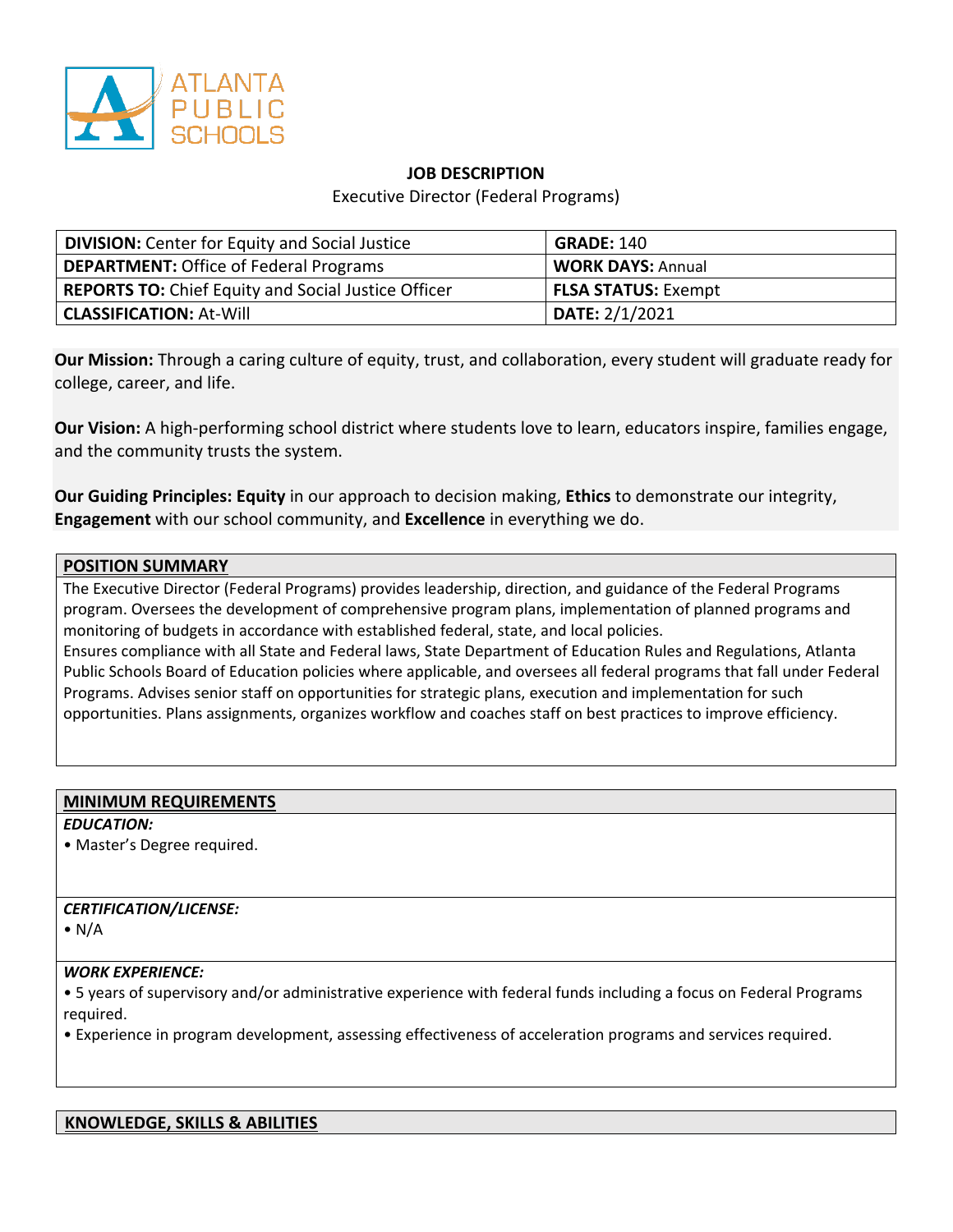**JOB DESCRIPTION**

Executive Director (Federal Programs)

| **DIVISION:** Center for Equity and Social Justice | **GRADE:** 140 |
|---|---|
| **DEPARTMENT:** Office of Federal Programs | **WORK DAYS:** Annual |
| **REPORTS TO:** Chief Equity and Social Justice Officer | **FLSA STATUS:** Exempt |
| **CLASSIFICATION:** At-Will | **DATE:** 2/1/2021 |

**Our Mission:** Through a caring culture of equity, trust, and collaboration, every student will graduate ready for college, career, and life.

**Our Vision:** A high-performing school district where students love to learn, educators inspire, families engage, and the community trusts the system.

**Our Guiding Principles: Equity** in our approach to decision making, **Ethics** to demonstrate our integrity, **Engagement** with our school community, and **Excellence** in everything we do.

## POSITION SUMMARY

The Executive Director (Federal Programs) provides leadership, direction, and guidance of the Federal Programs program. Oversees the development of comprehensive program plans, implementation of planned programs and monitoring of budgets in accordance with established federal, state, and local policies.
Ensures compliance with all State and Federal laws, State Department of Education Rules and Regulations, Atlanta Public Schools Board of Education policies where applicable, and oversees all federal programs that fall under Federal Programs. Advises senior staff on opportunities for strategic plans, execution and implementation for such opportunities. Plans assignments, organizes workflow and coaches staff on best practices to improve efficiency.

## MINIMUM REQUIREMENTS

***EDUCATION:***

• Master's Degree required.

***CERTIFICATION/LICENSE:***

• N/A

***WORK EXPERIENCE:***

• 5 years of supervisory and/or administrative experience with federal funds including a focus on Federal Programs required.

• Experience in program development, assessing effectiveness of acceleration programs and services required.

## KNOWLEDGE, SKILLS & ABILITIES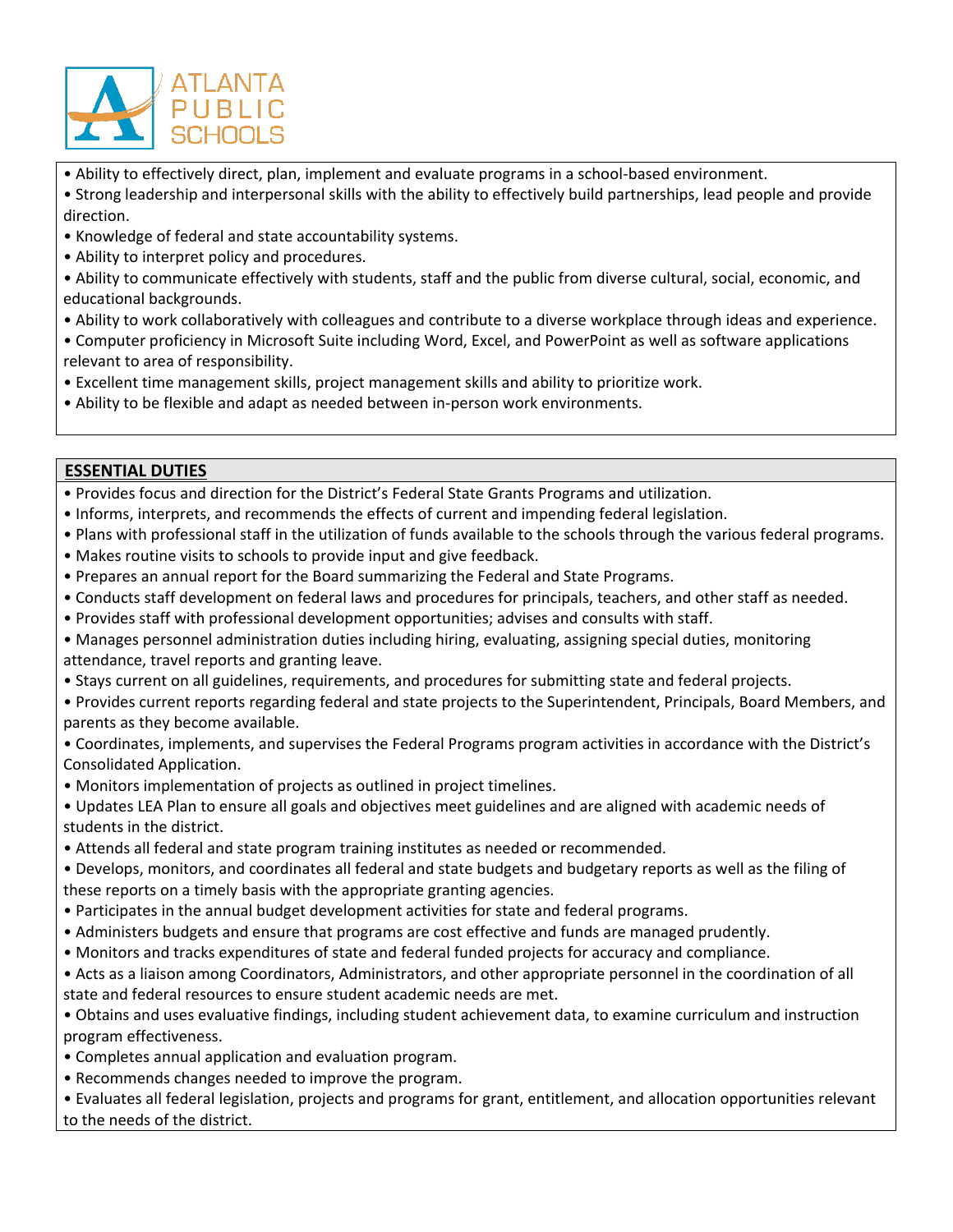- Ability to effectively direct, plan, implement and evaluate programs in a school-based environment.
- Strong leadership and interpersonal skills with the ability to effectively build partnerships, lead people and provide direction.
- Knowledge of federal and state accountability systems.
- Ability to interpret policy and procedures.
- Ability to communicate effectively with students, staff and the public from diverse cultural, social, economic, and educational backgrounds.
- Ability to work collaboratively with colleagues and contribute to a diverse workplace through ideas and experience.
- Computer proficiency in Microsoft Suite including Word, Excel, and PowerPoint as well as software applications relevant to area of responsibility.
- Excellent time management skills, project management skills and ability to prioritize work.
- Ability to be flexible and adapt as needed between in-person work environments.

## ESSENTIAL DUTIES

- Provides focus and direction for the District's Federal State Grants Programs and utilization.
- Informs, interprets, and recommends the effects of current and impending federal legislation.
- Plans with professional staff in the utilization of funds available to the schools through the various federal programs.
- Makes routine visits to schools to provide input and give feedback.
- Prepares an annual report for the Board summarizing the Federal and State Programs.
- Conducts staff development on federal laws and procedures for principals, teachers, and other staff as needed.
- Provides staff with professional development opportunities; advises and consults with staff.
- Manages personnel administration duties including hiring, evaluating, assigning special duties, monitoring attendance, travel reports and granting leave.
- Stays current on all guidelines, requirements, and procedures for submitting state and federal projects.
- Provides current reports regarding federal and state projects to the Superintendent, Principals, Board Members, and parents as they become available.
- Coordinates, implements, and supervises the Federal Programs program activities in accordance with the District's Consolidated Application.
- Monitors implementation of projects as outlined in project timelines.
- Updates LEA Plan to ensure all goals and objectives meet guidelines and are aligned with academic needs of students in the district.
- Attends all federal and state program training institutes as needed or recommended.
- Develops, monitors, and coordinates all federal and state budgets and budgetary reports as well as the filing of these reports on a timely basis with the appropriate granting agencies.
- Participates in the annual budget development activities for state and federal programs.
- Administers budgets and ensure that programs are cost effective and funds are managed prudently.
- Monitors and tracks expenditures of state and federal funded projects for accuracy and compliance.
- Acts as a liaison among Coordinators, Administrators, and other appropriate personnel in the coordination of all state and federal resources to ensure student academic needs are met.
- Obtains and uses evaluative findings, including student achievement data, to examine curriculum and instruction program effectiveness.
- Completes annual application and evaluation program.
- Recommends changes needed to improve the program.
- Evaluates all federal legislation, projects and programs for grant, entitlement, and allocation opportunities relevant to the needs of the district.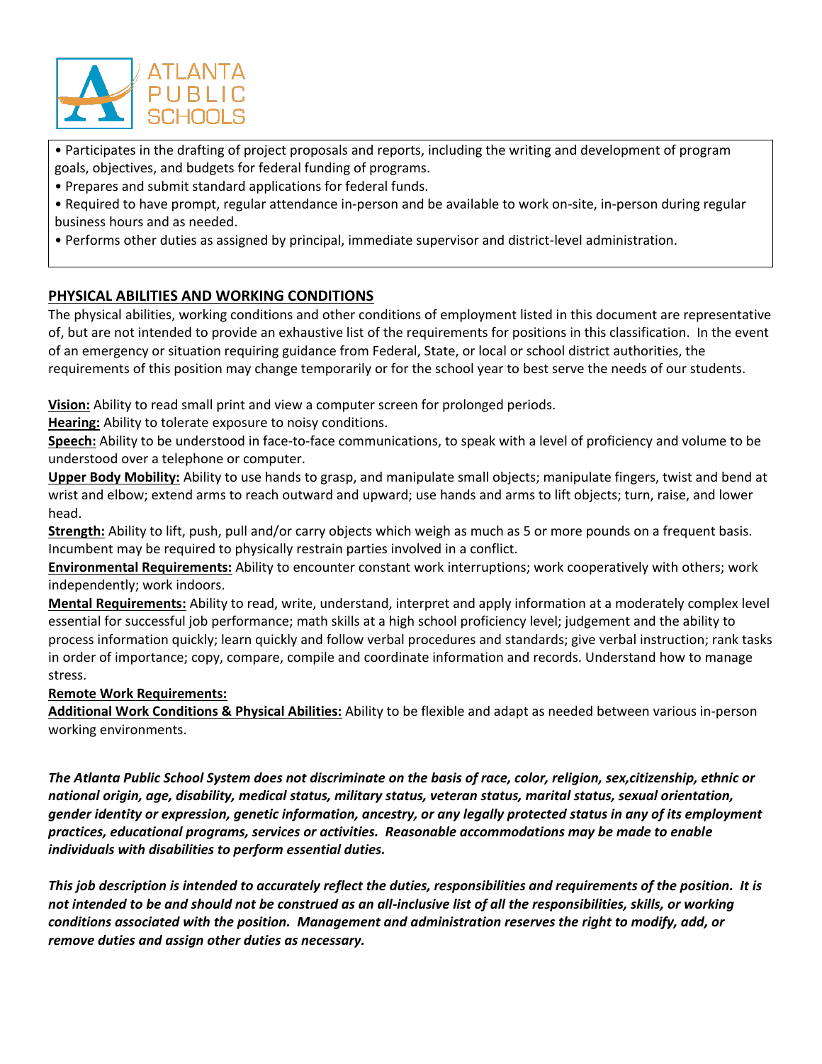- Participates in the drafting of project proposals and reports, including the writing and development of program goals, objectives, and budgets for federal funding of programs.
- Prepares and submit standard applications for federal funds.
- Required to have prompt, regular attendance in-person and be available to work on-site, in-person during regular business hours and as needed.
- Performs other duties as assigned by principal, immediate supervisor and district-level administration.

## PHYSICAL ABILITIES AND WORKING CONDITIONS

The physical abilities, working conditions and other conditions of employment listed in this document are representative of, but are not intended to provide an exhaustive list of the requirements for positions in this classification. In the event of an emergency or situation requiring guidance from Federal, State, or local or school district authorities, the requirements of this position may change temporarily or for the school year to best serve the needs of our students.

**Vision:** Ability to read small print and view a computer screen for prolonged periods.

**Hearing:** Ability to tolerate exposure to noisy conditions.

**Speech:** Ability to be understood in face-to-face communications, to speak with a level of proficiency and volume to be understood over a telephone or computer.

**Upper Body Mobility:** Ability to use hands to grasp, and manipulate small objects; manipulate fingers, twist and bend at wrist and elbow; extend arms to reach outward and upward; use hands and arms to lift objects; turn, raise, and lower head.

**Strength:** Ability to lift, push, pull and/or carry objects which weigh as much as 5 or more pounds on a frequent basis. Incumbent may be required to physically restrain parties involved in a conflict.

**Environmental Requirements:** Ability to encounter constant work interruptions; work cooperatively with others; work independently; work indoors.

**Mental Requirements:** Ability to read, write, understand, interpret and apply information at a moderately complex level essential for successful job performance; math skills at a high school proficiency level; judgement and the ability to process information quickly; learn quickly and follow verbal procedures and standards; give verbal instruction; rank tasks in order of importance; copy, compare, compile and coordinate information and records. Understand how to manage stress.

**Remote Work Requirements:**

**Additional Work Conditions & Physical Abilities:** Ability to be flexible and adapt as needed between various in-person working environments.

***The Atlanta Public School System does not discriminate on the basis of race, color, religion, sex,citizenship, ethnic or national origin, age, disability, medical status, military status, veteran status, marital status, sexual orientation, gender identity or expression, genetic information, ancestry, or any legally protected status in any of its employment practices, educational programs, services or activities. Reasonable accommodations may be made to enable individuals with disabilities to perform essential duties.***

***This job description is intended to accurately reflect the duties, responsibilities and requirements of the position. It is not intended to be and should not be construed as an all-inclusive list of all the responsibilities, skills, or working conditions associated with the position. Management and administration reserves the right to modify, add, or remove duties and assign other duties as necessary.***